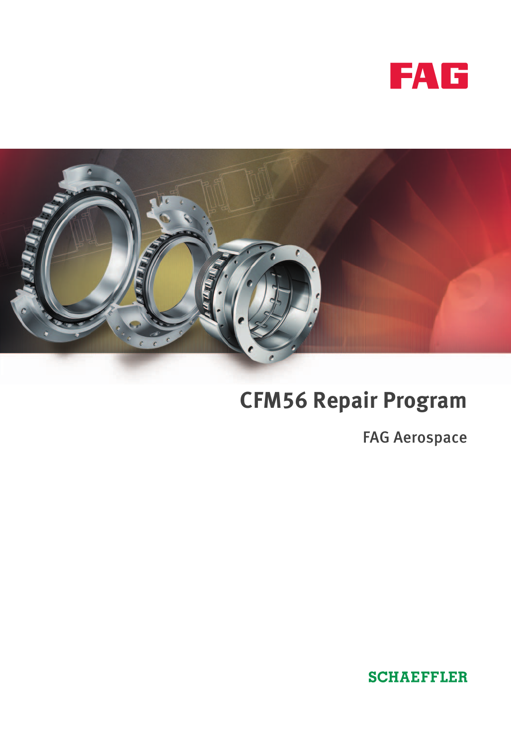FAG

# CFM56 Repair Program

FAG Aerospace

SCHAEFFLER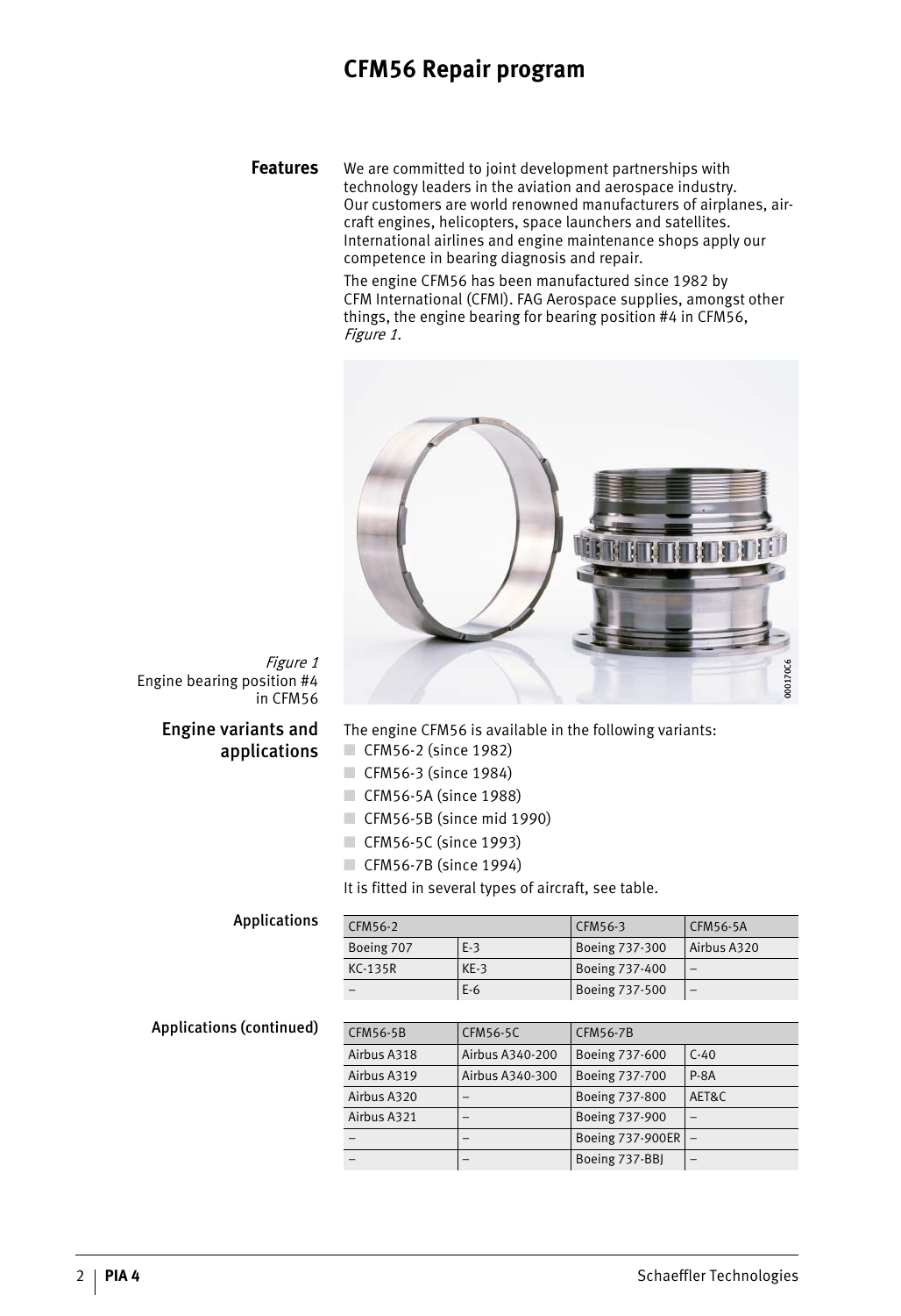# CFM56 Repair program

## Features

We are committed to joint development partnerships with technology leaders in the aviation and aerospace industry. Our customers are world renowned manufacturers of airplanes, aircraft engines, helicopters, space launchers and satellites. International airlines and engine maintenance shops apply our competence in bearing diagnosis and repair.

The engine CFM56 has been manufactured since 1982 by CFM International (CFMI). FAG Aerospace supplies, amongst other things, the engine bearing for bearing position #4 in CFM56, *Figure 1*.

*Figure 1*
Engine bearing position #4 in CFM56

## Engine variants and applications

The engine CFM56 is available in the following variants:

- CFM56-2 (since 1982)
- CFM56-3 (since 1984)
- CFM56-5A (since 1988)
- CFM56-5B (since mid 1990)
- CFM56-5C (since 1993)
- CFM56-7B (since 1994)

It is fitted in several types of aircraft, see table.

### Applications

| CFM56-2 | | CFM56-3 | CFM56-5A |
|---|---|---|---|
| Boeing 707 | E-3 | Boeing 737-300 | Airbus A320 |
| KC-135R | KE-3 | Boeing 737-400 | – |
| – | E-6 | Boeing 737-500 | – |

### Applications (continued)

| CFM56-5B | CFM56-5C | CFM56-7B | |
|---|---|---|---|
| Airbus A318 | Airbus A340-200 | Boeing 737-600 | C-40 |
| Airbus A319 | Airbus A340-300 | Boeing 737-700 | P-8A |
| Airbus A320 | – | Boeing 737-800 | AET&C |
| Airbus A321 | – | Boeing 737-900 | – |
| – | – | Boeing 737-900ER | – |
| – | – | Boeing 737-BBJ | – |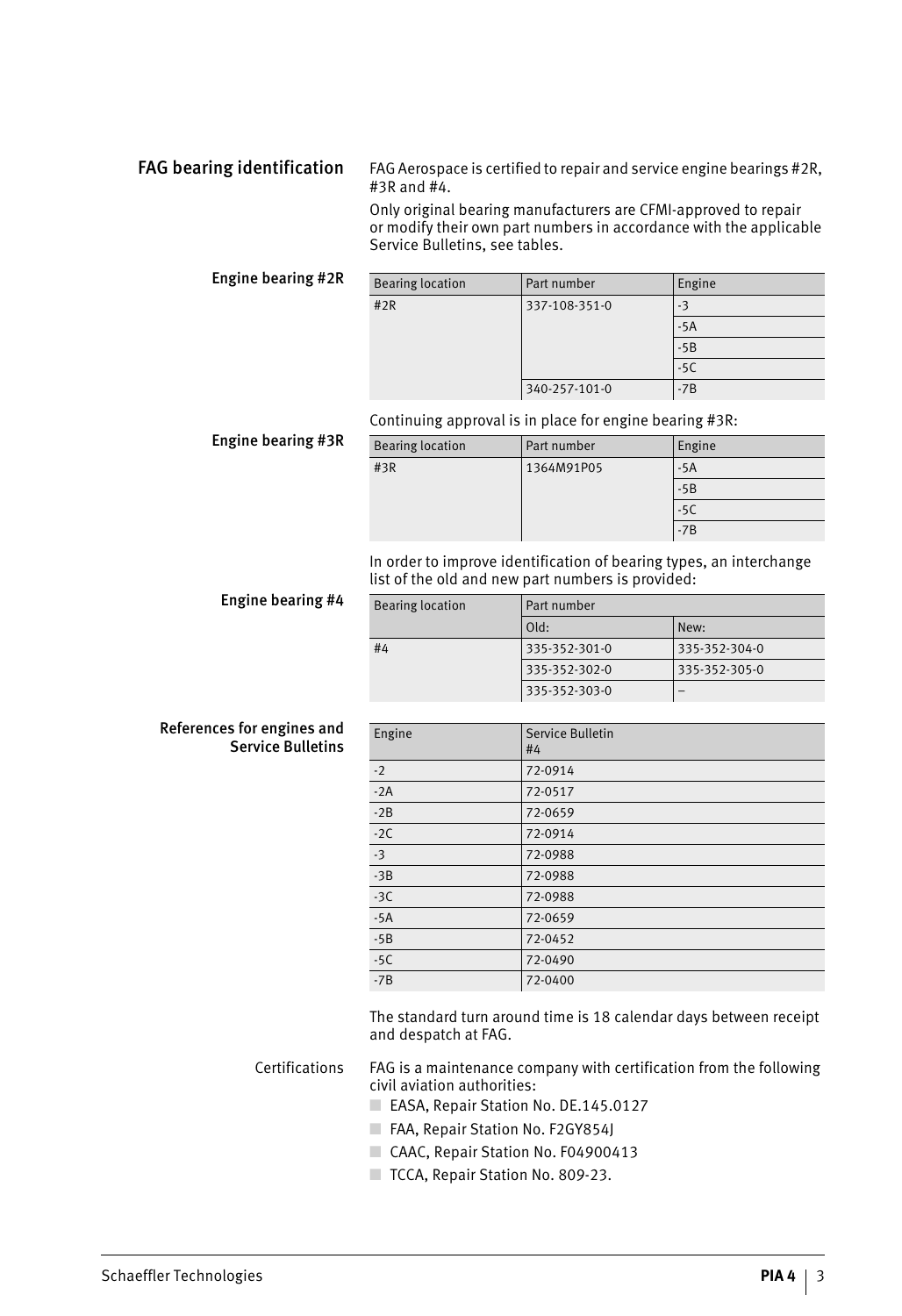## FAG bearing identification

FAG Aerospace is certified to repair and service engine bearings #2R, #3R and #4.

Only original bearing manufacturers are CFMI-approved to repair or modify their own part numbers in accordance with the applicable Service Bulletins, see tables.

### Engine bearing #2R

| Bearing location | Part number | Engine |
|---|---|---|
| #2R | 337-108-351-0 | -3 |
| | | -5A |
| | | -5B |
| | | -5C |
| | 340-257-101-0 | -7B |

Continuing approval is in place for engine bearing #3R:

### Engine bearing #3R

| Bearing location | Part number | Engine |
|---|---|---|
| #3R | 1364M91P05 | -5A |
| | | -5B |
| | | -5C |
| | | -7B |

In order to improve identification of bearing types, an interchange list of the old and new part numbers is provided:

### Engine bearing #4

| Bearing location | Part number | |
|---|---|---|
| | Old: | New: |
| #4 | 335-352-301-0 | 335-352-304-0 |
| | 335-352-302-0 | 335-352-305-0 |
| | 335-352-303-0 | – |

### References for engines and Service Bulletins

| Engine | Service Bulletin #4 |
|---|---|
| -2 | 72-0914 |
| -2A | 72-0517 |
| -2B | 72-0659 |
| -2C | 72-0914 |
| -3 | 72-0988 |
| -3B | 72-0988 |
| -3C | 72-0988 |
| -5A | 72-0659 |
| -5B | 72-0452 |
| -5C | 72-0490 |
| -7B | 72-0400 |

The standard turn around time is 18 calendar days between receipt and despatch at FAG.

### Certifications

FAG is a maintenance company with certification from the following civil aviation authorities:

- EASA, Repair Station No. DE.145.0127
- FAA, Repair Station No. F2GY854J
- CAAC, Repair Station No. F04900413
- TCCA, Repair Station No. 809-23.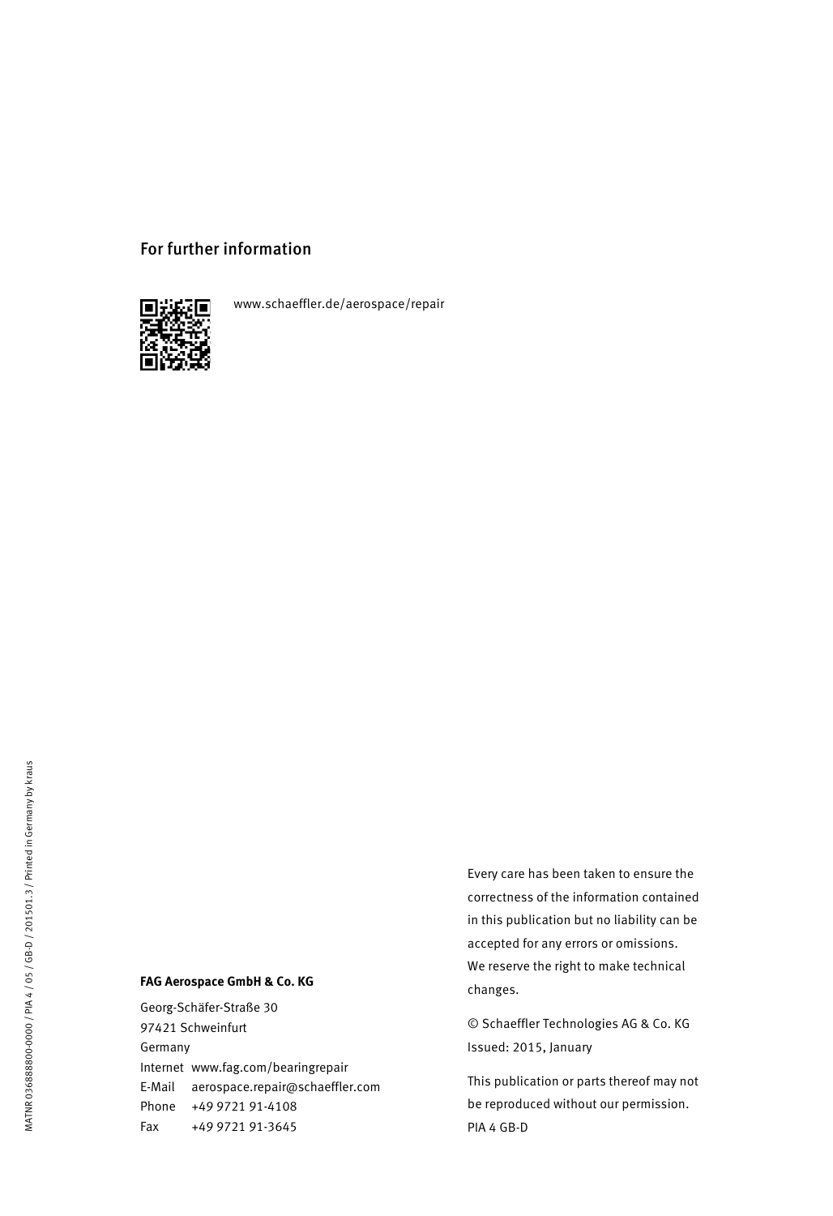## For further information

www.schaeffler.de/aerospace/repair

**FAG Aerospace GmbH & Co. KG**

Georg-Schäfer-Straße 30
97421 Schweinfurt
Germany

| | |
|---|---|
| Internet | www.fag.com/bearingrepair |
| E-Mail | aerospace.repair@schaeffler.com |
| Phone | +49 9721 91-4108 |
| Fax | +49 9721 91-3645 |

Every care has been taken to ensure the correctness of the information contained in this publication but no liability can be accepted for any errors or omissions. We reserve the right to make technical changes.

© Schaeffler Technologies AG & Co. KG
Issued: 2015, January

This publication or parts thereof may not be reproduced without our permission.
PIA 4 GB-D

MATNR 036888800-0000 / PIA 4 / 05 / GB-D / 201501.3 / Printed in Germany by kraus